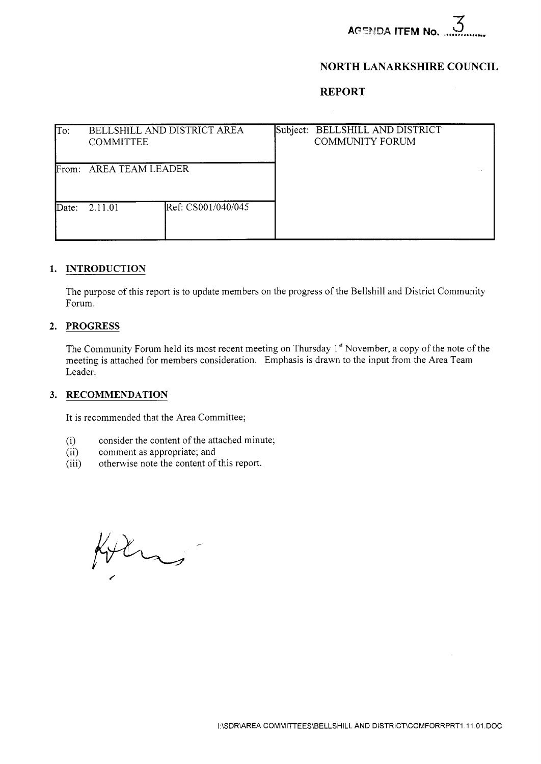AGENDA ITEM No. 3

# NORTH LANARKSHIRE COUNCIL

## REPORT

| | | |
|---|---|---|
| To: BELLSHILL AND DISTRICT AREA COMMITTEE | | Subject: BELLSHILL AND DISTRICT COMMUNITY FORUM |
| From: AREA TEAM LEADER | | |
| Date: 2.11.01 | Ref: CS001/040/045 | |

1. **INTRODUCTION**

   The purpose of this report is to update members on the progress of the Bellshill and District Community Forum.

2. **PROGRESS**

   The Community Forum held its most recent meeting on Thursday 1st November, a copy of the note of the meeting is attached for members consideration. Emphasis is drawn to the input from the Area Team Leader.

3. **RECOMMENDATION**

   It is recommended that the Area Committee;

   (i) consider the content of the attached minute;
   (ii) comment as appropriate; and
   (iii) otherwise note the content of this report.

I:\SDR\AREA COMMITTEES\BELLSHILL AND DISTRICT\COMFORRPRT1.11.01.DOC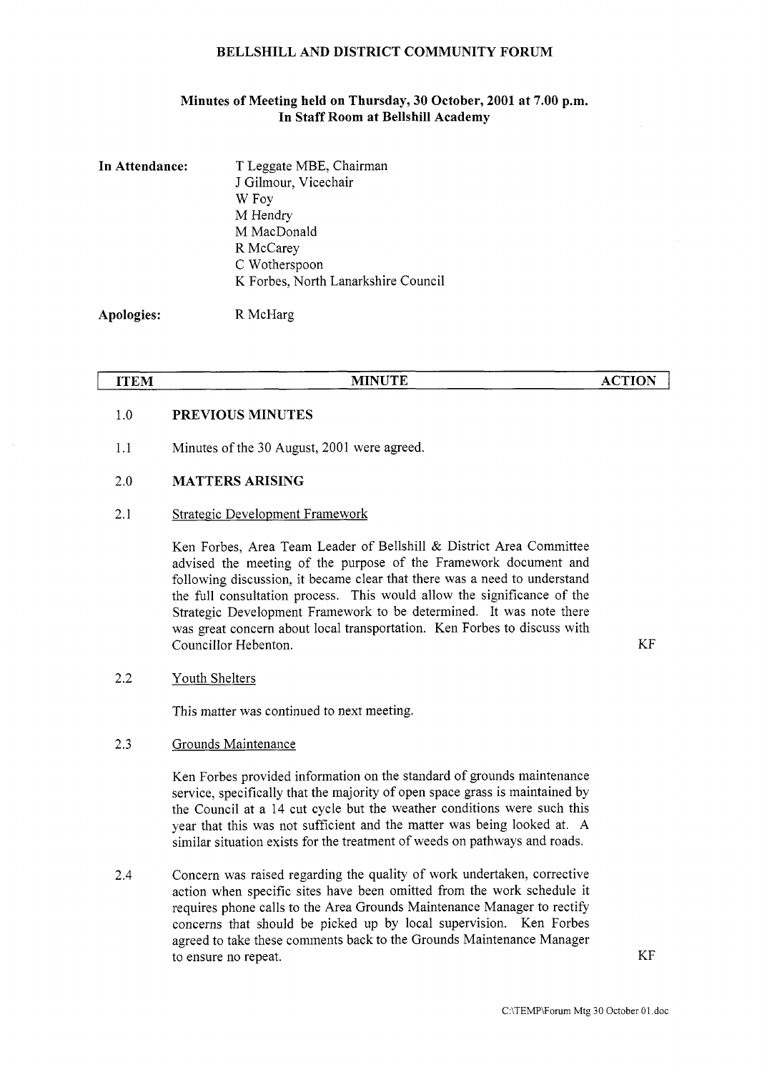**BELLSHILL AND DISTRICT COMMUNITY FORUM**

**Minutes of Meeting held on Thursday, 30 October, 2001 at 7.00 p.m.**
**In Staff Room at Bellshill Academy**

**In Attendance:**

T Leggate MBE, Chairman
J Gilmour, Vicechair
W Foy
M Hendry
M MacDonald
R McCarey
C Wotherspoon
K Forbes, North Lanarkshire Council

**Apologies:**

R McHarg

| ITEM | MINUTE | ACTION |
|---|---|---|
| 1.0 | **PREVIOUS MINUTES** | |
| 1.1 | Minutes of the 30 August, 2001 were agreed. | |
| 2.0 | **MATTERS ARISING** | |
| 2.1 | Strategic Development Framework<br><br>Ken Forbes, Area Team Leader of Bellshill & District Area Committee advised the meeting of the purpose of the Framework document and following discussion, it became clear that there was a need to understand the full consultation process. This would allow the significance of the Strategic Development Framework to be determined. It was note there was great concern about local transportation. Ken Forbes to discuss with Councillor Hebenton. | KF |
| 2.2 | Youth Shelters<br><br>This matter was continued to next meeting. | |
| 2.3 | Grounds Maintenance<br><br>Ken Forbes provided information on the standard of grounds maintenance service, specifically that the majority of open space grass is maintained by the Council at a 14 cut cycle but the weather conditions were such this year that this was not sufficient and the matter was being looked at. A similar situation exists for the treatment of weeds on pathways and roads. | |
| 2.4 | Concern was raised regarding the quality of work undertaken, corrective action when specific sites have been omitted from the work schedule it requires phone calls to the Area Grounds Maintenance Manager to rectify concerns that should be picked up by local supervision. Ken Forbes agreed to take these comments back to the Grounds Maintenance Manager to ensure no repeat. | KF |

C:\TEMP\Forum Mtg 30 October 01.doc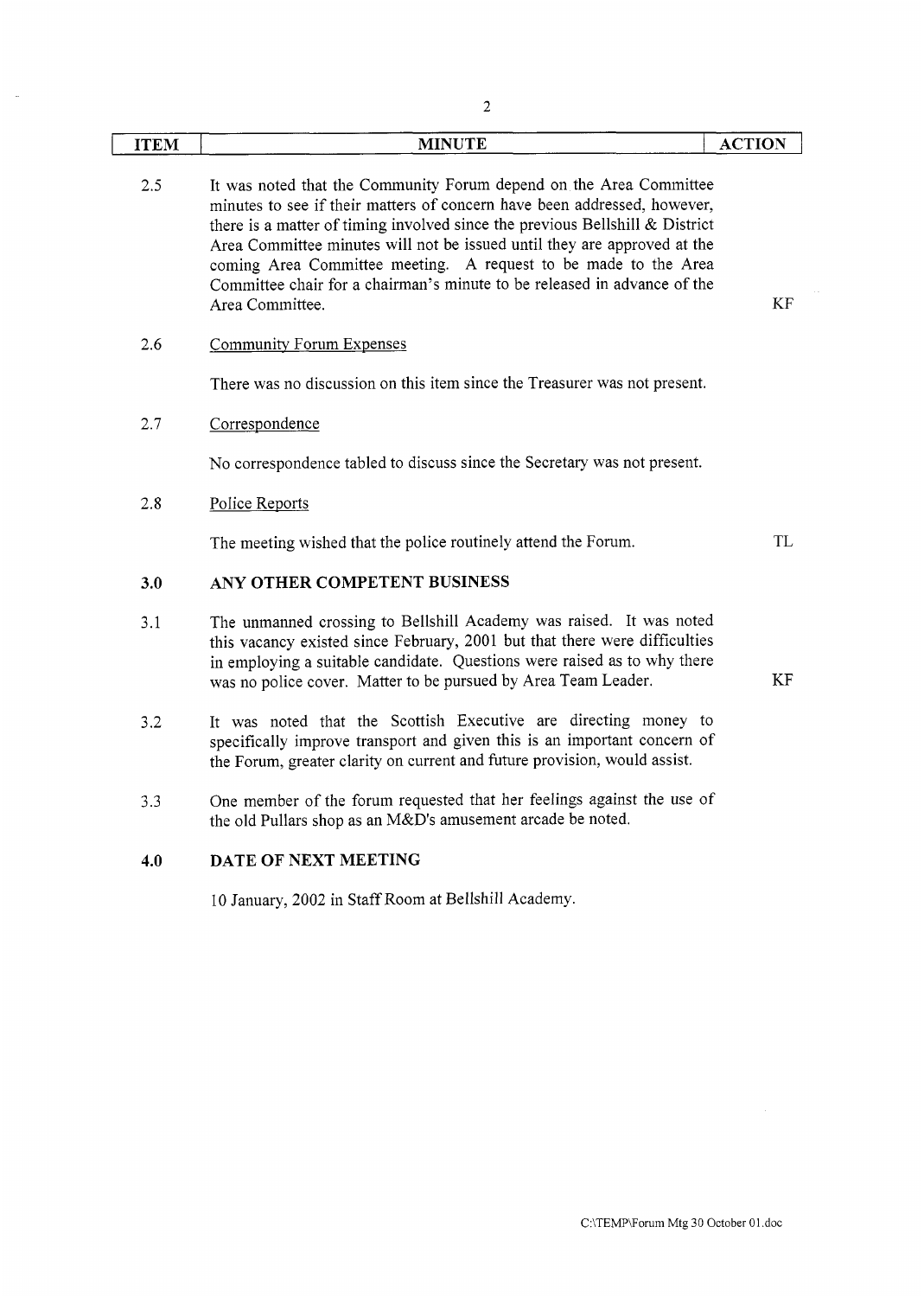| ITEM | MINUTE | ACTION |
|---|---|---|
| 2.5 | It was noted that the Community Forum depend on the Area Committee minutes to see if their matters of concern have been addressed, however, there is a matter of timing involved since the previous Bellshill & District Area Committee minutes will not be issued until they are approved at the coming Area Committee meeting. A request to be made to the Area Committee chair for a chairman's minute to be released in advance of the Area Committee. | KF |
| 2.6 | <u>Community Forum Expenses</u> | |
| | There was no discussion on this item since the Treasurer was not present. | |
| 2.7 | <u>Correspondence</u> | |
| | No correspondence tabled to discuss since the Secretary was not present. | |
| 2.8 | <u>Police Reports</u> | |
| | The meeting wished that the police routinely attend the Forum. | TL |
| **3.0** | **ANY OTHER COMPETENT BUSINESS** | |
| 3.1 | The unmanned crossing to Bellshill Academy was raised. It was noted this vacancy existed since February, 2001 but that there were difficulties in employing a suitable candidate. Questions were raised as to why there was no police cover. Matter to be pursued by Area Team Leader. | KF |
| 3.2 | It was noted that the Scottish Executive are directing money to specifically improve transport and given this is an important concern of the Forum, greater clarity on current and future provision, would assist. | |
| 3.3 | One member of the forum requested that her feelings against the use of the old Pullars shop as an M&D's amusement arcade be noted. | |
| **4.0** | **DATE OF NEXT MEETING** | |
| | 10 January, 2002 in Staff Room at Bellshill Academy. | |

C:\TEMP\Forum Mtg 30 October 01.doc